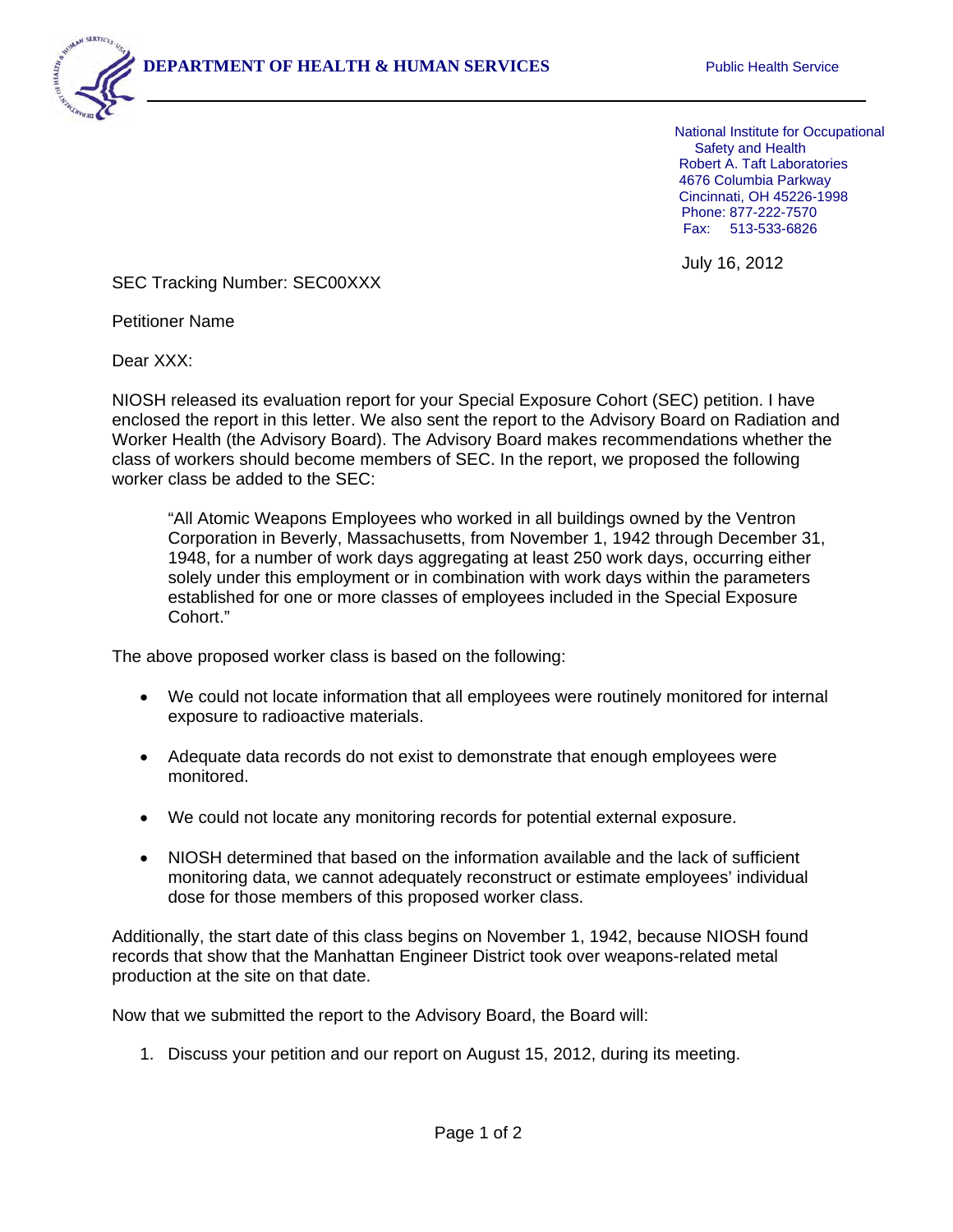**DEPARTMENT OF HEALTH & HUMAN SERVICES** Public Health Service

National Institute for Occupational Safety and Health
Robert A. Taft Laboratories
4676 Columbia Parkway
Cincinnati, OH 45226-1998
Phone: 877-222-7570
Fax: 513-533-6826

July 16, 2012

SEC Tracking Number: SEC00XXX

Petitioner Name

Dear XXX:

NIOSH released its evaluation report for your Special Exposure Cohort (SEC) petition. I have enclosed the report in this letter. We also sent the report to the Advisory Board on Radiation and Worker Health (the Advisory Board). The Advisory Board makes recommendations whether the class of workers should become members of SEC. In the report, we proposed the following worker class be added to the SEC:

> "All Atomic Weapons Employees who worked in all buildings owned by the Ventron Corporation in Beverly, Massachusetts, from November 1, 1942 through December 31, 1948, for a number of work days aggregating at least 250 work days, occurring either solely under this employment or in combination with work days within the parameters established for one or more classes of employees included in the Special Exposure Cohort."

The above proposed worker class is based on the following:

- We could not locate information that all employees were routinely monitored for internal exposure to radioactive materials.
- Adequate data records do not exist to demonstrate that enough employees were monitored.
- We could not locate any monitoring records for potential external exposure.
- NIOSH determined that based on the information available and the lack of sufficient monitoring data, we cannot adequately reconstruct or estimate employees' individual dose for those members of this proposed worker class.

Additionally, the start date of this class begins on November 1, 1942, because NIOSH found records that show that the Manhattan Engineer District took over weapons-related metal production at the site on that date.

Now that we submitted the report to the Advisory Board, the Board will:

1. Discuss your petition and our report on August 15, 2012, during its meeting.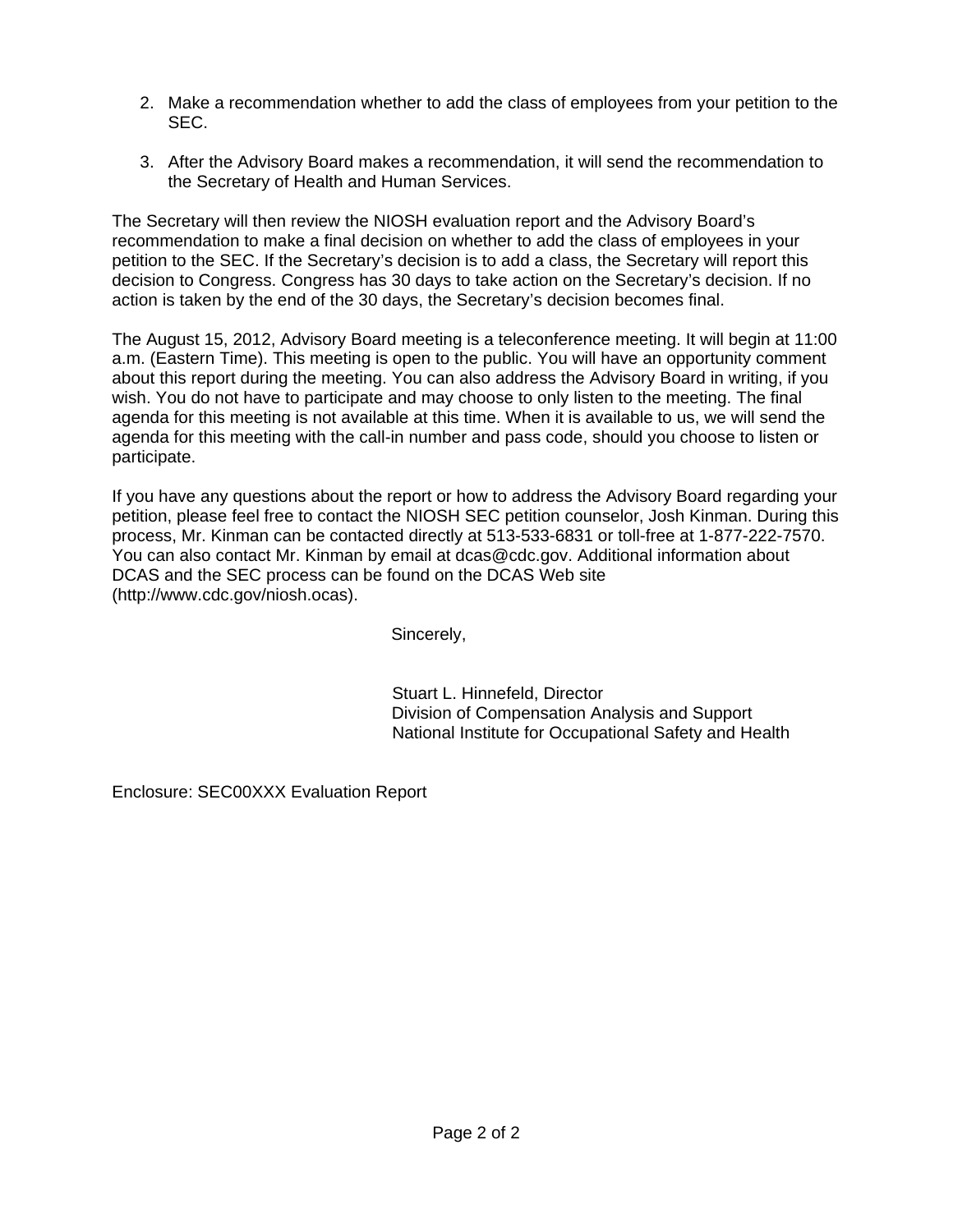2. Make a recommendation whether to add the class of employees from your petition to the SEC.

3. After the Advisory Board makes a recommendation, it will send the recommendation to the Secretary of Health and Human Services.

The Secretary will then review the NIOSH evaluation report and the Advisory Board's recommendation to make a final decision on whether to add the class of employees in your petition to the SEC. If the Secretary's decision is to add a class, the Secretary will report this decision to Congress. Congress has 30 days to take action on the Secretary's decision. If no action is taken by the end of the 30 days, the Secretary's decision becomes final.

The August 15, 2012, Advisory Board meeting is a teleconference meeting. It will begin at 11:00 a.m. (Eastern Time). This meeting is open to the public. You will have an opportunity comment about this report during the meeting. You can also address the Advisory Board in writing, if you wish. You do not have to participate and may choose to only listen to the meeting. The final agenda for this meeting is not available at this time. When it is available to us, we will send the agenda for this meeting with the call-in number and pass code, should you choose to listen or participate.

If you have any questions about the report or how to address the Advisory Board regarding your petition, please feel free to contact the NIOSH SEC petition counselor, Josh Kinman. During this process, Mr. Kinman can be contacted directly at 513-533-6831 or toll-free at 1-877-222-7570. You can also contact Mr. Kinman by email at dcas@cdc.gov. Additional information about DCAS and the SEC process can be found on the DCAS Web site (http://www.cdc.gov/niosh.ocas).

Sincerely,

Stuart L. Hinnefeld, Director
Division of Compensation Analysis and Support
National Institute for Occupational Safety and Health

Enclosure: SEC00XXX Evaluation Report